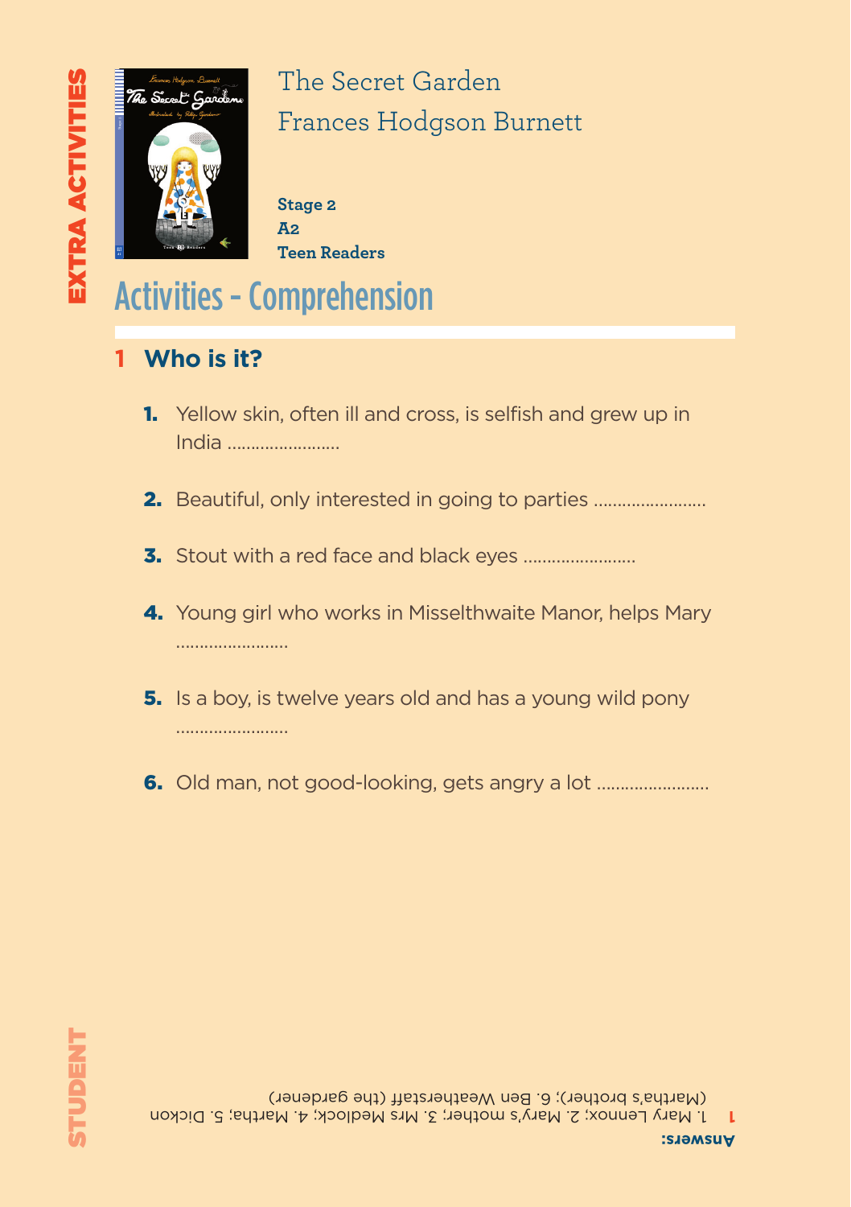EXTRA ACTIVITIES

# The Secret Garden
## Frances Hodgson Burnett

**Stage 2**
**A2**
**Teen Readers**

# Activities - Comprehension

## 1 Who is it?

1. Yellow skin, often ill and cross, is selfish and grew up in India ......................
2. Beautiful, only interested in going to parties ......................
3. Stout with a red face and black eyes ......................
4. Young girl who works in Misselthwaite Manor, helps Mary ......................
5. Is a boy, is twelve years old and has a young wild pony ......................
6. Old man, not good-looking, gets angry a lot ......................

STUDENT

**Answers:**

**1** 1. Mary Lennox; 2. Mary's mother; 3. Mrs Medlock; 4. Martha; 5. Dickon (Martha's brother); 6. Ben Weatherstaff (the gardener)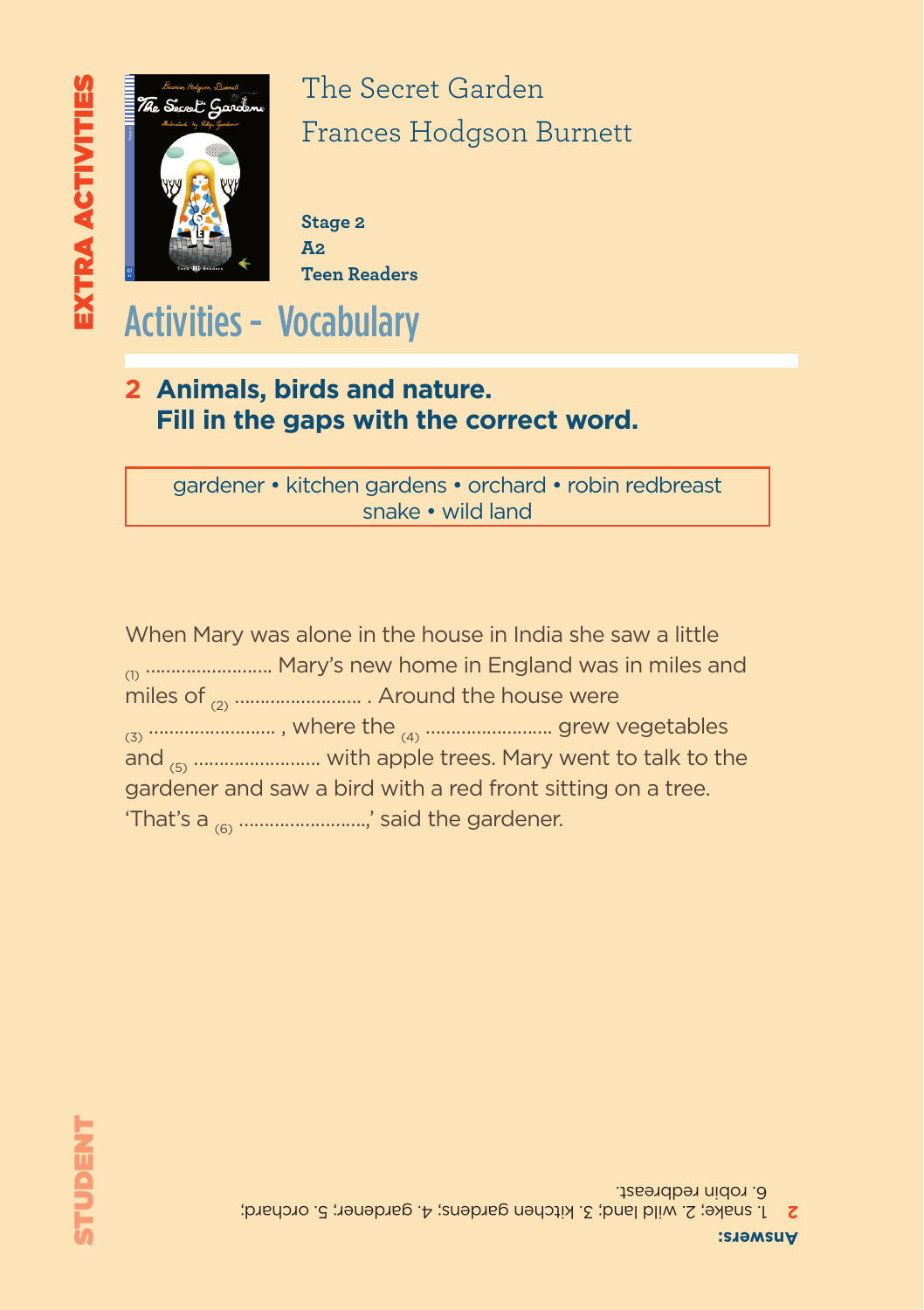EXTRA ACTIVITIES

# The Secret Garden
Frances Hodgson Burnett

**Stage 2**
**A2**
**Teen Readers**

## Activities - Vocabulary

### 2 Animals, birds and nature. Fill in the gaps with the correct word.

gardener • kitchen gardens • orchard • robin redbreast
snake • wild land

When Mary was alone in the house in India she saw a little (1) ........................ Mary's new home in England was in miles and miles of (2) ........................ . Around the house were (3) ........................ , where the (4) ........................ grew vegetables and (5) ........................ with apple trees. Mary went to talk to the gardener and saw a bird with a red front sitting on a tree. 'That's a (6) ........................,' said the gardener.

STUDENT

**Answers:**
**2** 1. snake; 2. wild land; 3. kitchen gardens; 4. gardener; 5. orchard; 6. robin redbreast.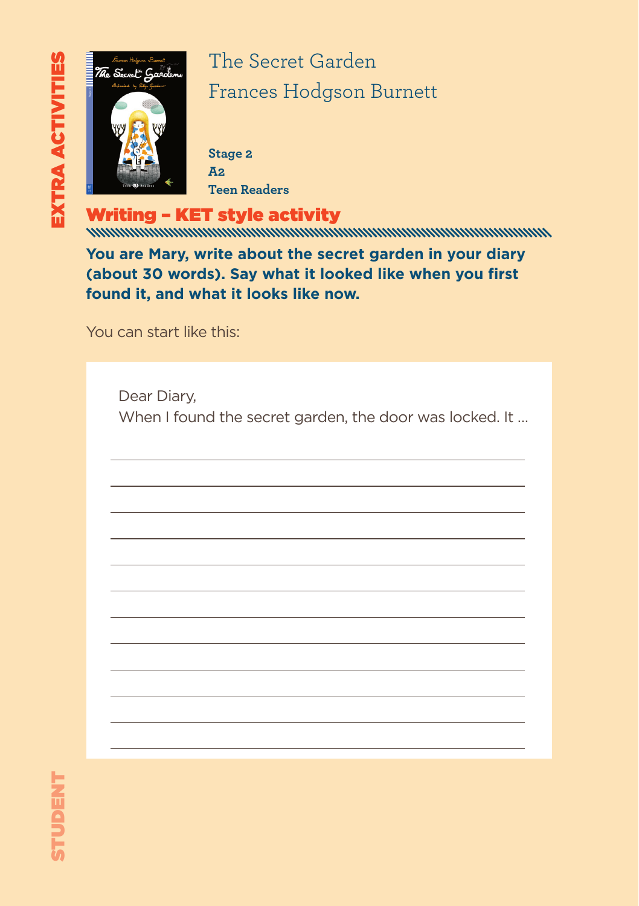EXTRA ACTIVITIES

# The Secret Garden
## Frances Hodgson Burnett

**Stage 2**
**A2**
**Teen Readers**

## Writing – KET style activity

**You are Mary, write about the secret garden in your diary (about 30 words). Say what it looked like when you first found it, and what it looks like now.**

You can start like this:

Dear Diary,
When I found the secret garden, the door was locked. It …

STUDENT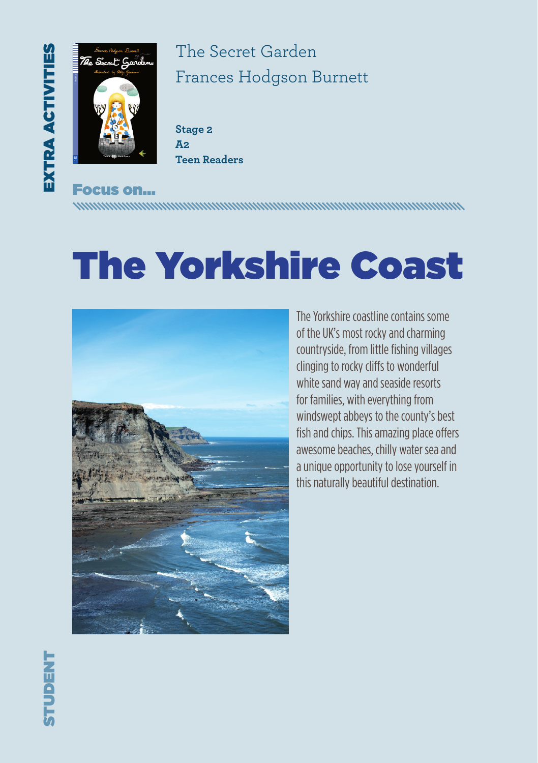EXTRA ACTIVITIES

The Secret Garden
Frances Hodgson Burnett

**Stage 2**
**A2**
**Teen Readers**

## Focus on...

# The Yorkshire Coast

The Yorkshire coastline contains some of the UK's most rocky and charming countryside, from little fishing villages clinging to rocky cliffs to wonderful white sand way and seaside resorts for families, with everything from windswept abbeys to the county's best fish and chips. This amazing place offers awesome beaches, chilly water sea and a unique opportunity to lose yourself in this naturally beautiful destination.

STUDENT